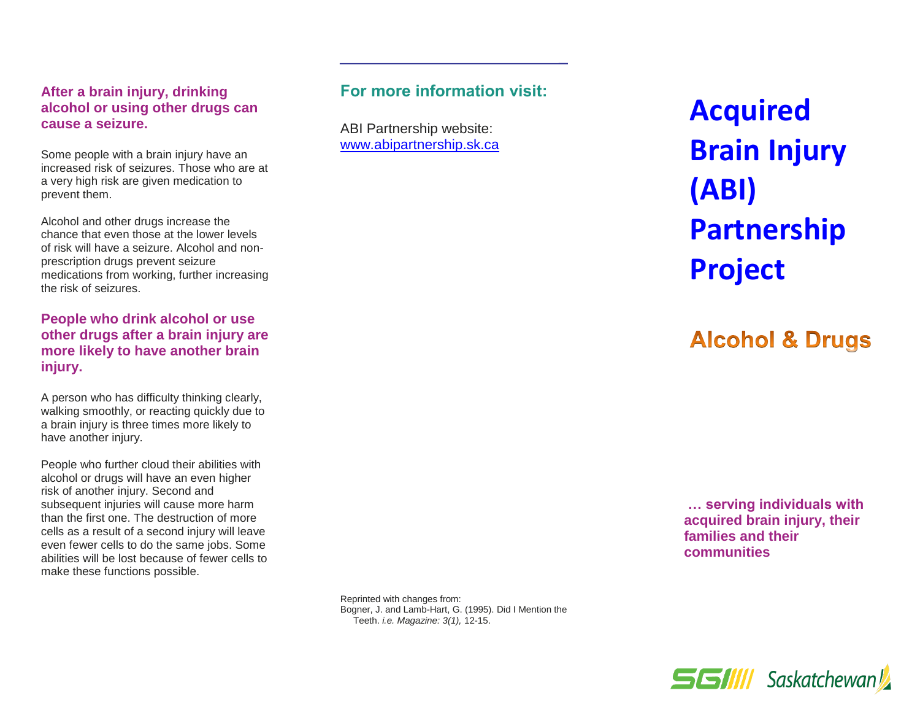### After a brain injury, drinking alcohol or using other drugs can cause a seizure.

Some people with a brain injury have an increased risk of seizures. Those who are at a very high risk are given medication to prevent them.

Alcohol and other drugs increase the chance that even those at the lower levels of risk will have a seizure. Alcohol and non-prescription drugs prevent seizure medications from working, further increasing the risk of seizures.

### People who drink alcohol or use other drugs after a brain injury are more likely to have another brain injury.

A person who has difficulty thinking clearly, walking smoothly, or reacting quickly due to a brain injury is three times more likely to have another injury.

People who further cloud their abilities with alcohol or drugs will have an even higher risk of another injury. Second and subsequent injuries will cause more harm than the first one. The destruction of more cells as a result of a second injury will leave even fewer cells to do the same jobs. Some abilities will be lost because of fewer cells to make these functions possible.

### For more information visit:

ABI Partnership website:
[www.abipartnership.sk.ca](http://www.abipartnership.sk.ca)

Reprinted with changes from:
Bogner, J. and Lamb-Hart, G. (1995). Did I Mention the Teeth. *i.e. Magazine: 3(1),* 12-15.

# Acquired Brain Injury (ABI) Partnership Project

## Alcohol & Drugs

**… serving individuals with acquired brain injury, their families and their communities**

SGI Saskatchewan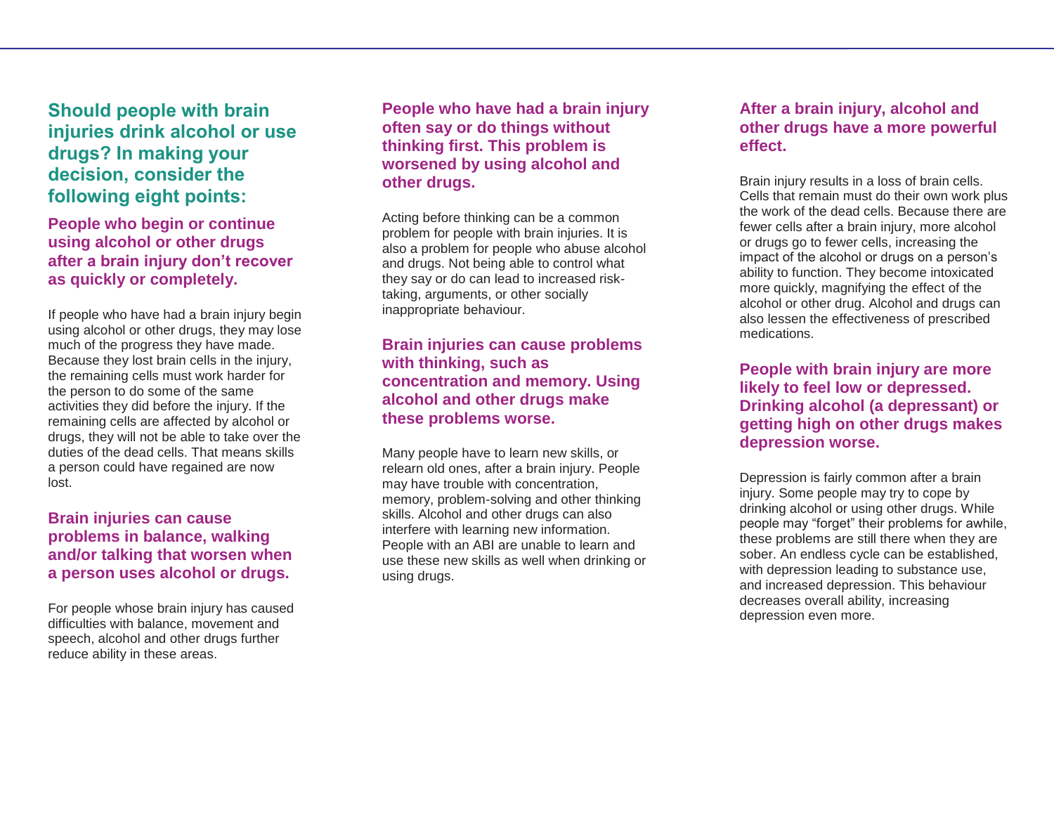## Should people with brain injuries drink alcohol or use drugs? In making your decision, consider the following eight points:

### People who begin or continue using alcohol or other drugs after a brain injury don't recover as quickly or completely.

If people who have had a brain injury begin using alcohol or other drugs, they may lose much of the progress they have made. Because they lost brain cells in the injury, the remaining cells must work harder for the person to do some of the same activities they did before the injury. If the remaining cells are affected by alcohol or drugs, they will not be able to take over the duties of the dead cells. That means skills a person could have regained are now lost.

### Brain injuries can cause problems in balance, walking and/or talking that worsen when a person uses alcohol or drugs.

For people whose brain injury has caused difficulties with balance, movement and speech, alcohol and other drugs further reduce ability in these areas.

### People who have had a brain injury often say or do things without thinking first. This problem is worsened by using alcohol and other drugs.

Acting before thinking can be a common problem for people with brain injuries. It is also a problem for people who abuse alcohol and drugs. Not being able to control what they say or do can lead to increased risk-taking, arguments, or other socially inappropriate behaviour.

### Brain injuries can cause problems with thinking, such as concentration and memory. Using alcohol and other drugs make these problems worse.

Many people have to learn new skills, or relearn old ones, after a brain injury. People may have trouble with concentration, memory, problem-solving and other thinking skills. Alcohol and other drugs can also interfere with learning new information. People with an ABI are unable to learn and use these new skills as well when drinking or using drugs.

### After a brain injury, alcohol and other drugs have a more powerful effect.

Brain injury results in a loss of brain cells. Cells that remain must do their own work plus the work of the dead cells. Because there are fewer cells after a brain injury, more alcohol or drugs go to fewer cells, increasing the impact of the alcohol or drugs on a person's ability to function. They become intoxicated more quickly, magnifying the effect of the alcohol or other drug. Alcohol and drugs can also lessen the effectiveness of prescribed medications.

### People with brain injury are more likely to feel low or depressed. Drinking alcohol (a depressant) or getting high on other drugs makes depression worse.

Depression is fairly common after a brain injury. Some people may try to cope by drinking alcohol or using other drugs. While people may "forget" their problems for awhile, these problems are still there when they are sober. An endless cycle can be established, with depression leading to substance use, and increased depression. This behaviour decreases overall ability, increasing depression even more.